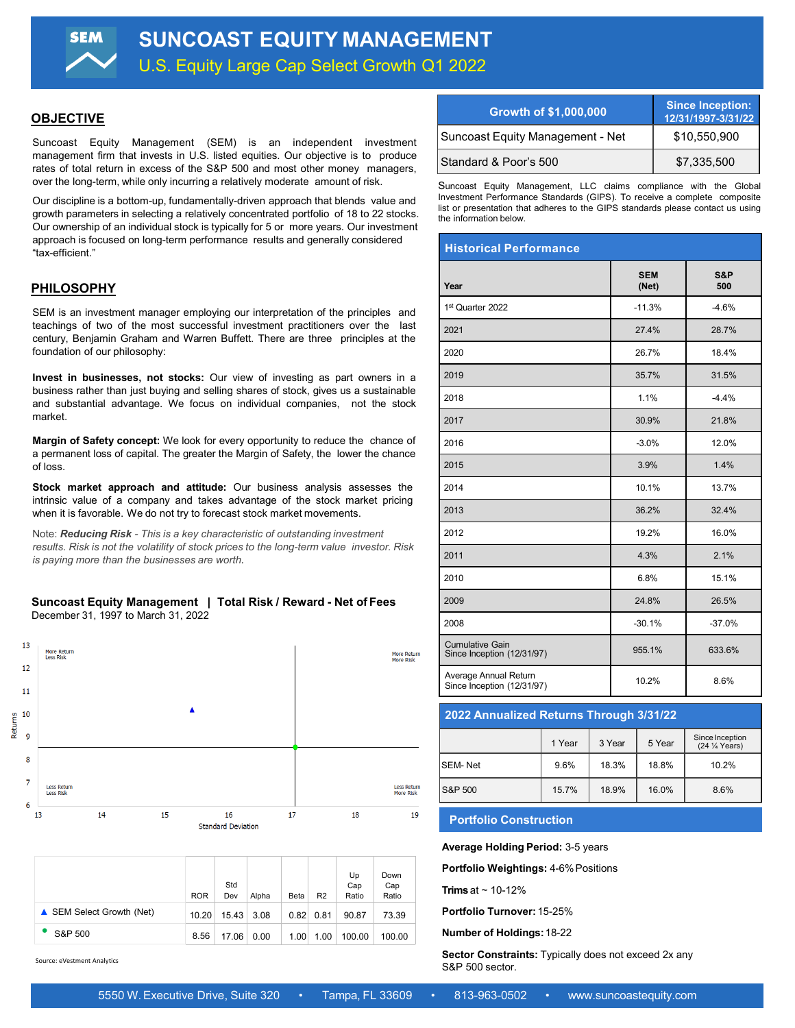# SUNCOAST EQUITY MANAGEMENT

## U.S. Equity Large Cap Select Growth Q1 2022

## OBJECTIVE

Suncoast Equity Management (SEM) is an independent investment management firm that invests in U.S. listed equities. Our objective is to produce rates of total return in excess of the S&P 500 and most other money managers, over the long-term, while only incurring a relatively moderate amount of risk.

Our discipline is a bottom-up, fundamentally-driven approach that blends value and growth parameters in selecting a relatively concentrated portfolio of 18 to 22 stocks. Our ownership of an individual stock is typically for 5 or more years. Our investment approach is focused on long-term performance results and generally considered "tax-efficient."

## PHILOSOPHY

SEM is an investment manager employing our interpretation of the principles and teachings of two of the most successful investment practitioners over the last century, Benjamin Graham and Warren Buffett. There are three principles at the foundation of our philosophy:

**Invest in businesses, not stocks:** Our view of investing as part owners in a business rather than just buying and selling shares of stock, gives us a sustainable and substantial advantage. We focus on individual companies, not the stock market.

**Margin of Safety concept:** We look for every opportunity to reduce the chance of a permanent loss of capital. The greater the Margin of Safety, the lower the chance of loss.

**Stock market approach and attitude:** Our business analysis assesses the intrinsic value of a company and takes advantage of the stock market pricing when it is favorable. We do not try to forecast stock market movements.

Note: ***Reducing Risk*** *- This is a key characteristic of outstanding investment results. Risk is not the volatility of stock prices to the long-term value investor. Risk is paying more than the businesses are worth.*

### Suncoast Equity Management | Total Risk / Reward - Net of Fees

December 31, 1997 to March 31, 2022

More Return Less Risk
More Return More Risk
Less Return Less Risk
Less Return More Risk

Returns: 6, 7, 8, 9, 10, 11, 12, 13

Standard Deviation: 13, 14, 15, 16, 17, 18, 19

| | ROR | Std Dev | Alpha | Beta | R2 | Up Cap Ratio | Down Cap Ratio |
|---|---|---|---|---|---|---|---|
| ▲ SEM Select Growth (Net) | 10.20 | 15.43 | 3.08 | 0.82 | 0.81 | 90.87 | 73.39 |
| ● S&P 500 | 8.56 | 17.06 | 0.00 | 1.00 | 1.00 | 100.00 | 100.00 |

Source: eVestment Analytics

| Growth of $1,000,000 | Since Inception: 12/31/1997-3/31/22 |
|---|---|
| Suncoast Equity Management - Net | $10,550,900 |
| Standard & Poor's 500 | $7,335,500 |

Suncoast Equity Management, LLC claims compliance with the Global Investment Performance Standards (GIPS). To receive a complete composite list or presentation that adheres to the GIPS standards please contact us using the information below.

### Historical Performance

| Year | SEM (Net) | S&P 500 |
|---|---|---|
| 1st Quarter 2022 | -11.3% | -4.6% |
| 2021 | 27.4% | 28.7% |
| 2020 | 26.7% | 18.4% |
| 2019 | 35.7% | 31.5% |
| 2018 | 1.1% | -4.4% |
| 2017 | 30.9% | 21.8% |
| 2016 | -3.0% | 12.0% |
| 2015 | 3.9% | 1.4% |
| 2014 | 10.1% | 13.7% |
| 2013 | 36.2% | 32.4% |
| 2012 | 19.2% | 16.0% |
| 2011 | 4.3% | 2.1% |
| 2010 | 6.8% | 15.1% |
| 2009 | 24.8% | 26.5% |
| 2008 | -30.1% | -37.0% |
| Cumulative Gain Since Inception (12/31/97) | 955.1% | 633.6% |
| Average Annual Return Since Inception (12/31/97) | 10.2% | 8.6% |

### 2022 Annualized Returns Through 3/31/22

| | 1 Year | 3 Year | 5 Year | Since Inception (24 ¼ Years) |
|---|---|---|---|---|
| SEM- Net | 9.6% | 18.3% | 18.8% | 10.2% |
| S&P 500 | 15.7% | 18.9% | 16.0% | 8.6% |

### Portfolio Construction

**Average Holding Period:** 3-5 years

**Portfolio Weightings:** 4-6% Positions

**Trims** at ~ 10-12%

**Portfolio Turnover:** 15-25%

**Number of Holdings:** 18-22

**Sector Constraints:** Typically does not exceed 2x any S&P 500 sector.

5550 W. Executive Drive, Suite 320 • Tampa, FL 33609 • 813-963-0502 • www.suncoastequity.com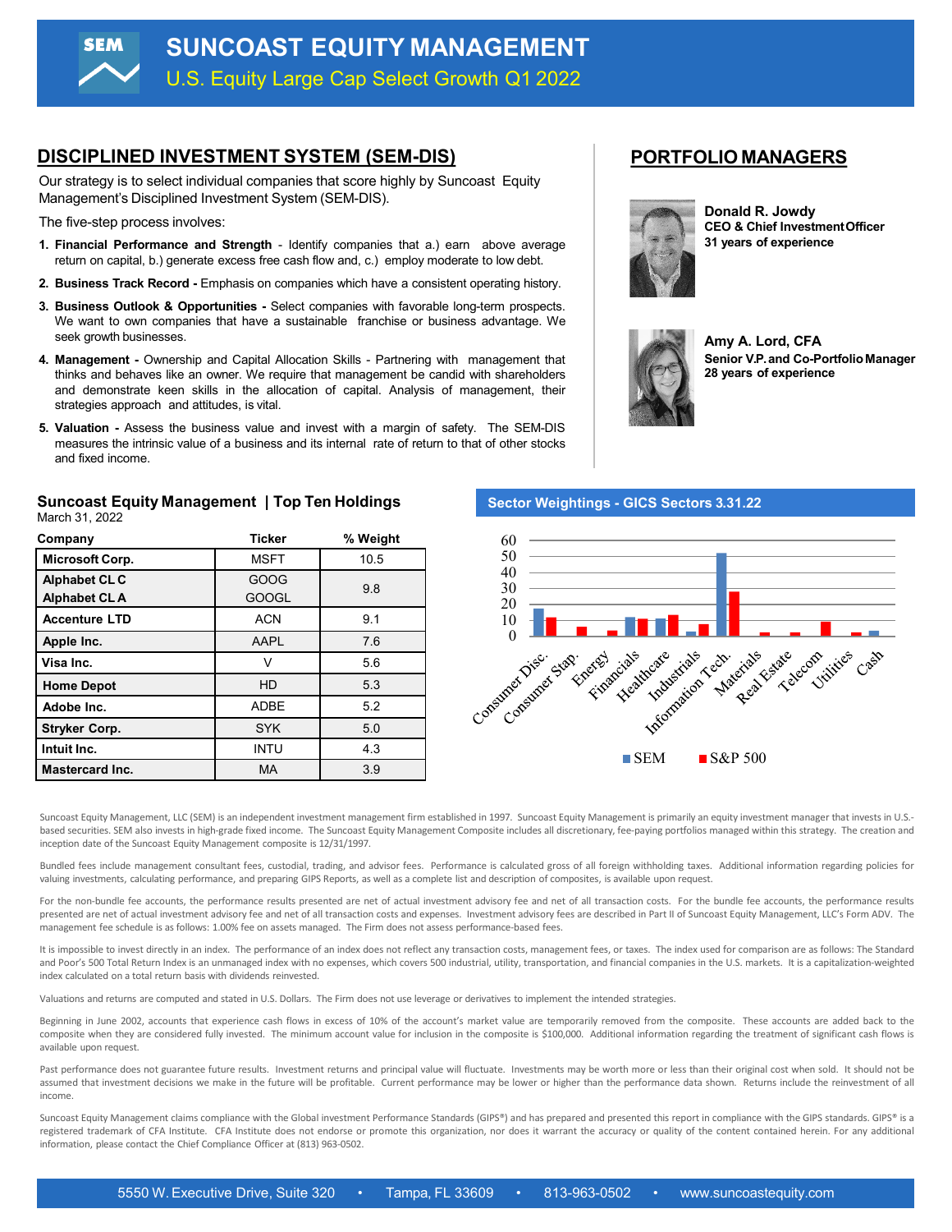# SUNCOAST EQUITY MANAGEMENT

U.S. Equity Large Cap Select Growth Q1 2022

## DISCIPLINED INVESTMENT SYSTEM (SEM-DIS)

Our strategy is to select individual companies that score highly by Suncoast Equity Management's Disciplined Investment System (SEM-DIS).

The five-step process involves:

1. **Financial Performance and Strength** - Identify companies that a.) earn above average return on capital, b.) generate excess free cash flow and, c.) employ moderate to low debt.
2. **Business Track Record -** Emphasis on companies which have a consistent operating history.
3. **Business Outlook & Opportunities -** Select companies with favorable long-term prospects. We want to own companies that have a sustainable franchise or business advantage. We seek growth businesses.
4. **Management -** Ownership and Capital Allocation Skills - Partnering with management that thinks and behaves like an owner. We require that management be candid with shareholders and demonstrate keen skills in the allocation of capital. Analysis of management, their strategies approach and attitudes, is vital.
5. **Valuation -** Assess the business value and invest with a margin of safety. The SEM-DIS measures the intrinsic value of a business and its internal rate of return to that of other stocks and fixed income.

## PORTFOLIO MANAGERS

**Donald R. Jowdy**
**CEO & Chief Investment Officer**
**31 years of experience**

**Amy A. Lord, CFA**
**Senior V.P. and Co-Portfolio Manager**
**28 years of experience**

### Suncoast Equity Management | Top Ten Holdings

March 31, 2022

| Company | Ticker | % Weight |
|---|---|---|
| Microsoft Corp. | MSFT | 10.5 |
| Alphabet CL C<br>Alphabet CL A | GOOG<br>GOOGL | 9.8 |
| Accenture LTD | ACN | 9.1 |
| Apple Inc. | AAPL | 7.6 |
| Visa Inc. | V | 5.6 |
| Home Depot | HD | 5.3 |
| Adobe Inc. | ADBE | 5.2 |
| Stryker Corp. | SYK | 5.0 |
| Intuit Inc. | INTU | 4.3 |
| Mastercard Inc. | MA | 3.9 |

### Sector Weightings - GICS Sectors 3.31.22

60
50
40
30
20
10
0

Consumer Disc. Consumer Stap. Energy Financials Healthcare Industrials Information Tech. Materials Real Estate Telecom Utilities Cash

SEM S&P 500

Suncoast Equity Management, LLC (SEM) is an independent investment management firm established in 1997. Suncoast Equity Management is primarily an equity investment manager that invests in U.S.-based securities. SEM also invests in high-grade fixed income. The Suncoast Equity Management Composite includes all discretionary, fee-paying portfolios managed within this strategy. The creation and inception date of the Suncoast Equity Management composite is 12/31/1997.

Bundled fees include management consultant fees, custodial, trading, and advisor fees. Performance is calculated gross of all foreign withholding taxes. Additional information regarding policies for valuing investments, calculating performance, and preparing GIPS Reports, as well as a complete list and description of composites, is available upon request.

For the non-bundle fee accounts, the performance results presented are net of actual investment advisory fee and net of all transaction costs. For the bundle fee accounts, the performance results presented are net of actual investment advisory fee and net of all transaction costs and expenses. Investment advisory fees are described in Part II of Suncoast Equity Management, LLC's Form ADV. The management fee schedule is as follows: 1.00% fee on assets managed. The Firm does not assess performance-based fees.

It is impossible to invest directly in an index. The performance of an index does not reflect any transaction costs, management fees, or taxes. The index used for comparison are as follows: The Standard and Poor's 500 Total Return Index is an unmanaged index with no expenses, which covers 500 industrial, utility, transportation, and financial companies in the U.S. markets. It is a capitalization-weighted index calculated on a total return basis with dividends reinvested.

Valuations and returns are computed and stated in U.S. Dollars. The Firm does not use leverage or derivatives to implement the intended strategies.

Beginning in June 2002, accounts that experience cash flows in excess of 10% of the account's market value are temporarily removed from the composite. These accounts are added back to the composite when they are considered fully invested. The minimum account value for inclusion in the composite is $100,000. Additional information regarding the treatment of significant cash flows is available upon request.

Past performance does not guarantee future results. Investment returns and principal value will fluctuate. Investments may be worth more or less than their original cost when sold. It should not be assumed that investment decisions we make in the future will be profitable. Current performance may be lower or higher than the performance data shown. Returns include the reinvestment of all income.

Suncoast Equity Management claims compliance with the Global investment Performance Standards (GIPS®) and has prepared and presented this report in compliance with the GIPS standards. GIPS® is a registered trademark of CFA Institute. CFA Institute does not endorse or promote this organization, nor does it warrant the accuracy or quality of the content contained herein. For any additional information, please contact the Chief Compliance Officer at (813) 963-0502.

5550 W. Executive Drive, Suite 320 • Tampa, FL 33609 • 813-963-0502 • www.suncoastequity.com